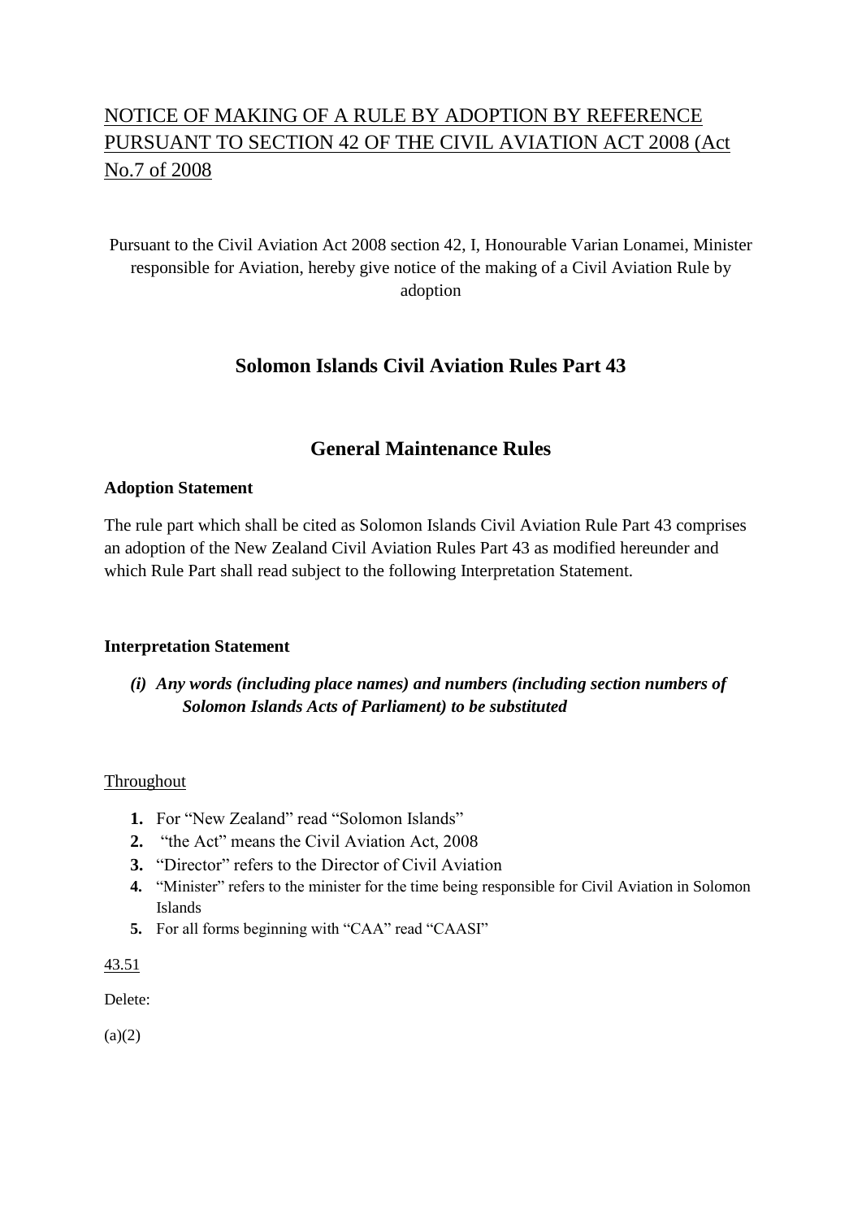# NOTICE OF MAKING OF A RULE BY ADOPTION BY REFERENCE PURSUANT TO SECTION 42 OF THE CIVIL AVIATION ACT 2008 (Act No.7 of 2008

Pursuant to the Civil Aviation Act 2008 section 42, I, Honourable Varian Lonamei, Minister responsible for Aviation, hereby give notice of the making of a Civil Aviation Rule by adoption

## Solomon Islands Civil Aviation Rules Part 43

## General Maintenance Rules

**Adoption Statement**

The rule part which shall be cited as Solomon Islands Civil Aviation Rule Part 43 comprises an adoption of the New Zealand Civil Aviation Rules Part 43 as modified hereunder and which Rule Part shall read subject to the following Interpretation Statement.

**Interpretation Statement**

***(i) Any words (including place names) and numbers (including section numbers of Solomon Islands Acts of Parliament) to be substituted***

Throughout

1. For "New Zealand" read "Solomon Islands"
2. "the Act" means the Civil Aviation Act, 2008
3. "Director" refers to the Director of Civil Aviation
4. "Minister" refers to the minister for the time being responsible for Civil Aviation in Solomon Islands
5. For all forms beginning with "CAA" read "CAASI"

43.51

Delete:

(a)(2)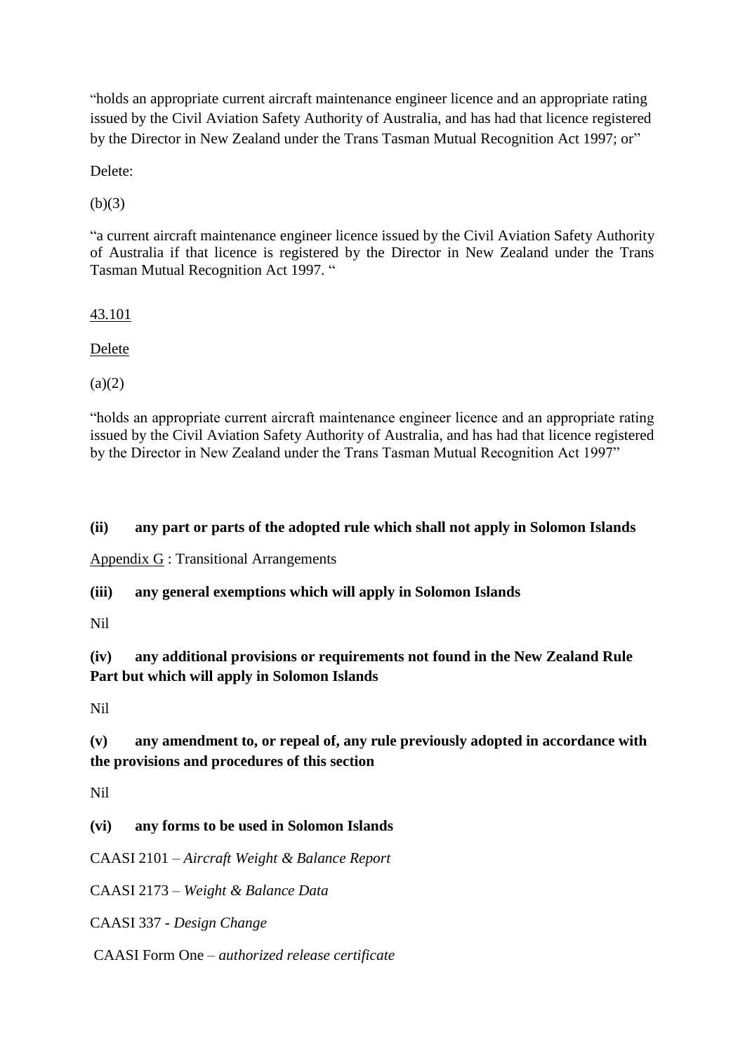"holds an appropriate current aircraft maintenance engineer licence and an appropriate rating issued by the Civil Aviation Safety Authority of Australia, and has had that licence registered by the Director in New Zealand under the Trans Tasman Mutual Recognition Act 1997; or"

Delete:

(b)(3)

"a current aircraft maintenance engineer licence issued by the Civil Aviation Safety Authority of Australia if that licence is registered by the Director in New Zealand under the Trans Tasman Mutual Recognition Act 1997. "

<u>43.101</u>

<u>Delete</u>

(a)(2)

"holds an appropriate current aircraft maintenance engineer licence and an appropriate rating issued by the Civil Aviation Safety Authority of Australia, and has had that licence registered by the Director in New Zealand under the Trans Tasman Mutual Recognition Act 1997"

**(ii) any part or parts of the adopted rule which shall not apply in Solomon Islands**

<u>Appendix G</u> : Transitional Arrangements

**(iii) any general exemptions which will apply in Solomon Islands**

Nil

**(iv) any additional provisions or requirements not found in the New Zealand Rule Part but which will apply in Solomon Islands**

Nil

**(v) any amendment to, or repeal of, any rule previously adopted in accordance with the provisions and procedures of this section**

Nil

**(vi) any forms to be used in Solomon Islands**

CAASI 2101 – *Aircraft Weight & Balance Report*

CAASI 2173 – *Weight & Balance Data*

CAASI 337 - *Design Change*

CAASI Form One – *authorized release certificate*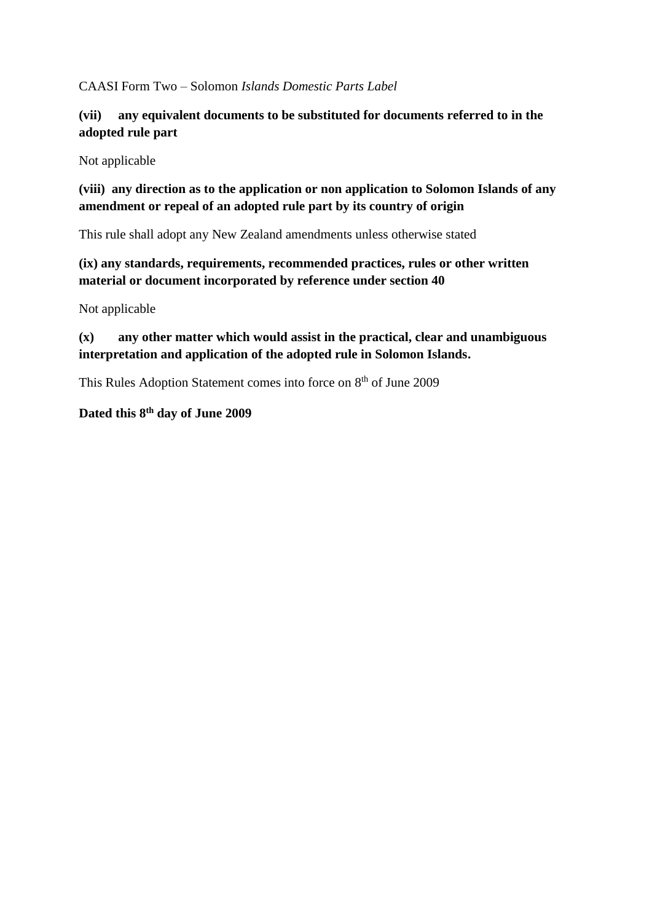CAASI Form Two – Solomon *Islands Domestic Parts Label*

**(vii) any equivalent documents to be substituted for documents referred to in the adopted rule part**

Not applicable

**(viii) any direction as to the application or non application to Solomon Islands of any amendment or repeal of an adopted rule part by its country of origin**

This rule shall adopt any New Zealand amendments unless otherwise stated

**(ix) any standards, requirements, recommended practices, rules or other written material or document incorporated by reference under section 40**

Not applicable

**(x) any other matter which would assist in the practical, clear and unambiguous interpretation and application of the adopted rule in Solomon Islands.**

This Rules Adoption Statement comes into force on 8th of June 2009

**Dated this 8th day of June 2009**